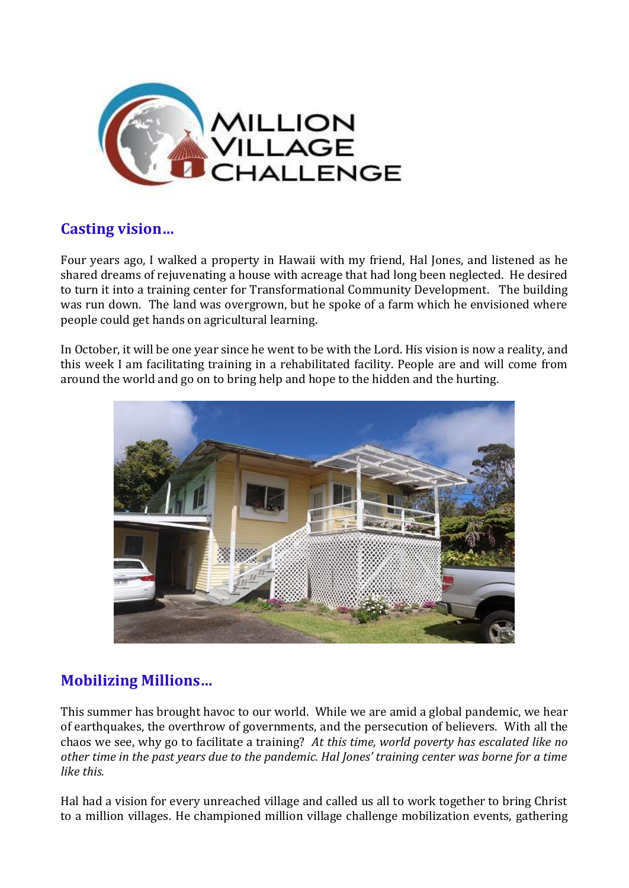MILLION VILLAGE CHALLENGE

## Casting vision…

Four years ago, I walked a property in Hawaii with my friend, Hal Jones, and listened as he shared dreams of rejuvenating a house with acreage that had long been neglected. He desired to turn it into a training center for Transformational Community Development. The building was run down. The land was overgrown, but he spoke of a farm which he envisioned where people could get hands on agricultural learning.

In October, it will be one year since he went to be with the Lord. His vision is now a reality, and this week I am facilitating training in a rehabilitated facility. People are and will come from around the world and go on to bring help and hope to the hidden and the hurting.

## Mobilizing Millions…

This summer has brought havoc to our world. While we are amid a global pandemic, we hear of earthquakes, the overthrow of governments, and the persecution of believers. With all the chaos we see, why go to facilitate a training? *At this time, world poverty has escalated like no other time in the past years due to the pandemic. Hal Jones' training center was borne for a time like this.*

Hal had a vision for every unreached village and called us all to work together to bring Christ to a million villages. He championed million village challenge mobilization events, gathering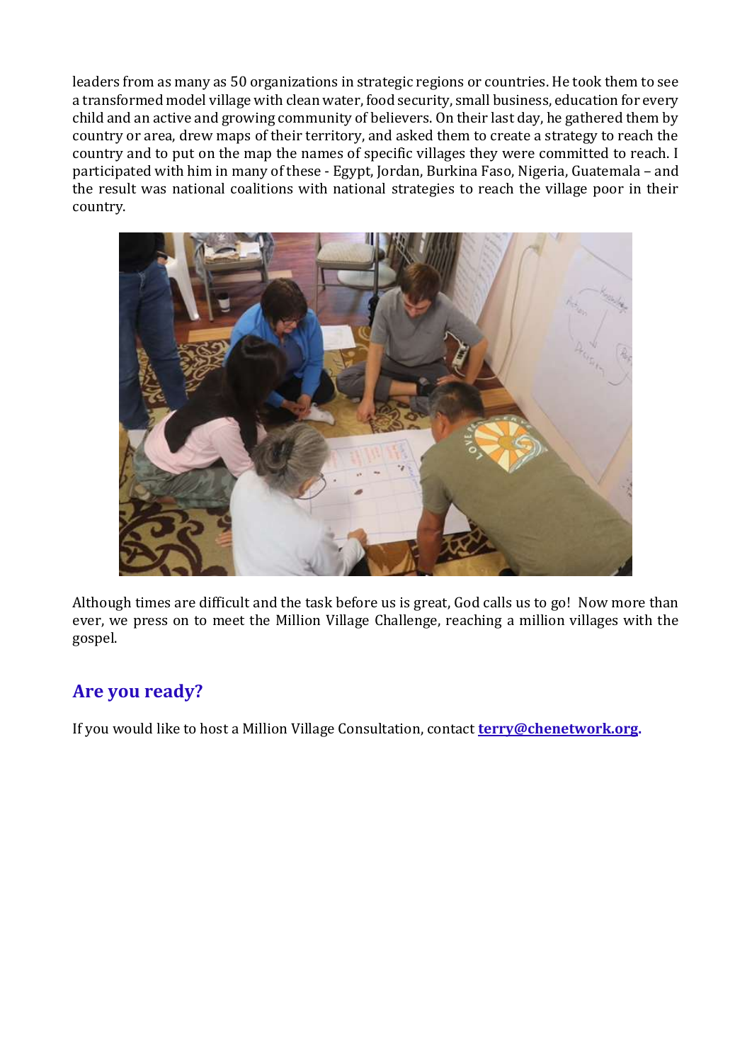leaders from as many as 50 organizations in strategic regions or countries. He took them to see a transformed model village with clean water, food security, small business, education for every child and an active and growing community of believers. On their last day, he gathered them by country or area, drew maps of their territory, and asked them to create a strategy to reach the country and to put on the map the names of specific villages they were committed to reach. I participated with him in many of these - Egypt, Jordan, Burkina Faso, Nigeria, Guatemala – and the result was national coalitions with national strategies to reach the village poor in their country.

Although times are difficult and the task before us is great, God calls us to go! Now more than ever, we press on to meet the Million Village Challenge, reaching a million villages with the gospel.

## Are you ready?

If you would like to host a Million Village Consultation, contact **terry@chenetwork.org**.